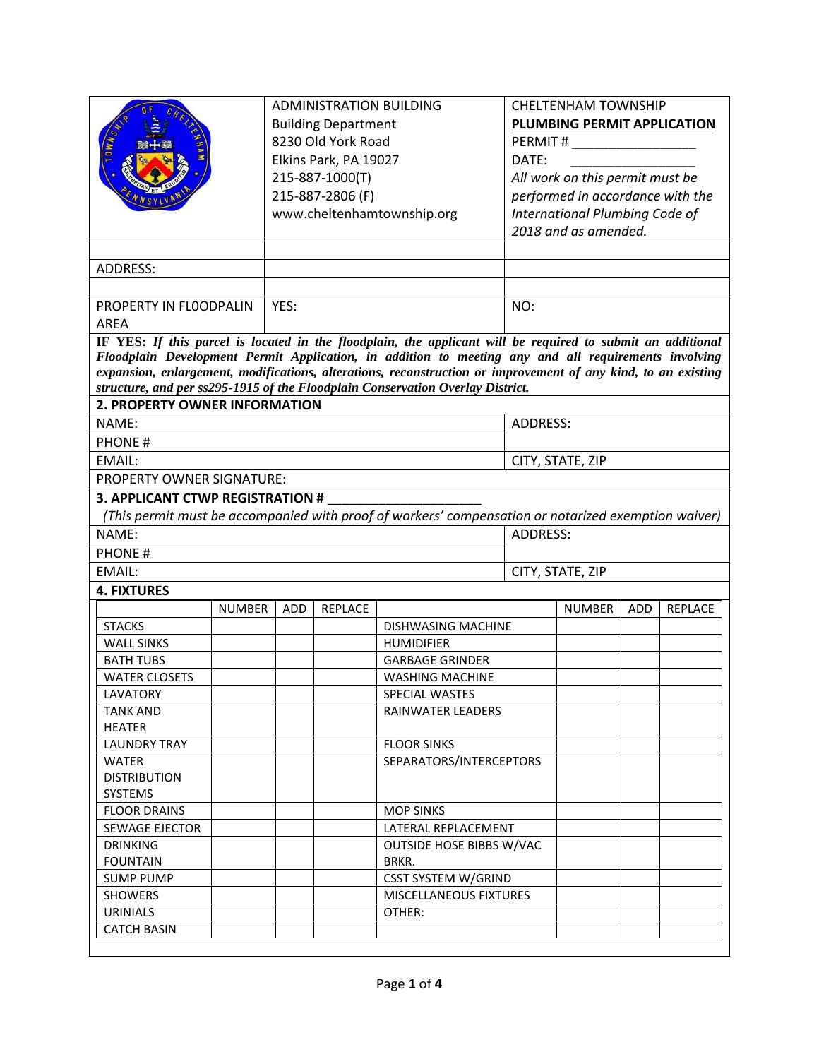| ADMINISTRATION BUILDING<br>Building Department<br>8230 Old York Road<br>Elkins Park, PA 19027<br>215-887-1000(T)<br>215-887-2806 (F)<br>www.cheltenhamtownship.org | CHELTENHAM TOWNSHIP<br>**PLUMBING PERMIT APPLICATION**<br>PERMIT # ________________<br>DATE: ________________<br>*All work on this permit must be performed in accordance with the International Plumbing Code of 2018 and as amended.* |
|---|---|

| | | |
|---|---|---|
| ADDRESS: | | |
| PROPERTY IN FLOODPALIN AREA | YES: | NO: |

**IF YES:** ***If this parcel is located in the floodplain, the applicant will be required to submit an additional Floodplain Development Permit Application, in addition to meeting any and all requirements involving expansion, enlargement, modifications, alterations, reconstruction or improvement of any kind, to an existing structure, and per ss295-1915 of the Floodplain Conservation Overlay District.***

**2. PROPERTY OWNER INFORMATION**

| | |
|---|---|
| NAME: | ADDRESS: |
| PHONE # | |
| EMAIL: | CITY, STATE, ZIP |
| PROPERTY OWNER SIGNATURE: | |

**3. APPLICANT CTWP REGISTRATION # ____________________**

*(This permit must be accompanied with proof of workers' compensation or notarized exemption waiver)*

| | |
|---|---|
| NAME: | ADDRESS: |
| PHONE # | |
| EMAIL: | CITY, STATE, ZIP |

**4. FIXTURES**

| | NUMBER | ADD | REPLACE | | NUMBER | ADD | REPLACE |
|---|---|---|---|---|---|---|---|
| STACKS | | | | DISHWASING MACHINE | | | |
| WALL SINKS | | | | HUMIDIFIER | | | |
| BATH TUBS | | | | GARBAGE GRINDER | | | |
| WATER CLOSETS | | | | WASHING MACHINE | | | |
| LAVATORY | | | | SPECIAL WASTES | | | |
| TANK AND HEATER | | | | RAINWATER LEADERS | | | |
| LAUNDRY TRAY | | | | FLOOR SINKS | | | |
| WATER DISTRIBUTION SYSTEMS | | | | SEPARATORS/INTERCEPTORS | | | |
| FLOOR DRAINS | | | | MOP SINKS | | | |
| SEWAGE EJECTOR | | | | LATERAL REPLACEMENT | | | |
| DRINKING FOUNTAIN | | | | OUTSIDE HOSE BIBBS W/VAC BRKR. | | | |
| SUMP PUMP | | | | CSST SYSTEM W/GRIND | | | |
| SHOWERS | | | | MISCELLANEOUS FIXTURES | | | |
| URINIALS | | | | OTHER: | | | |
| CATCH BASIN | | | | | | | |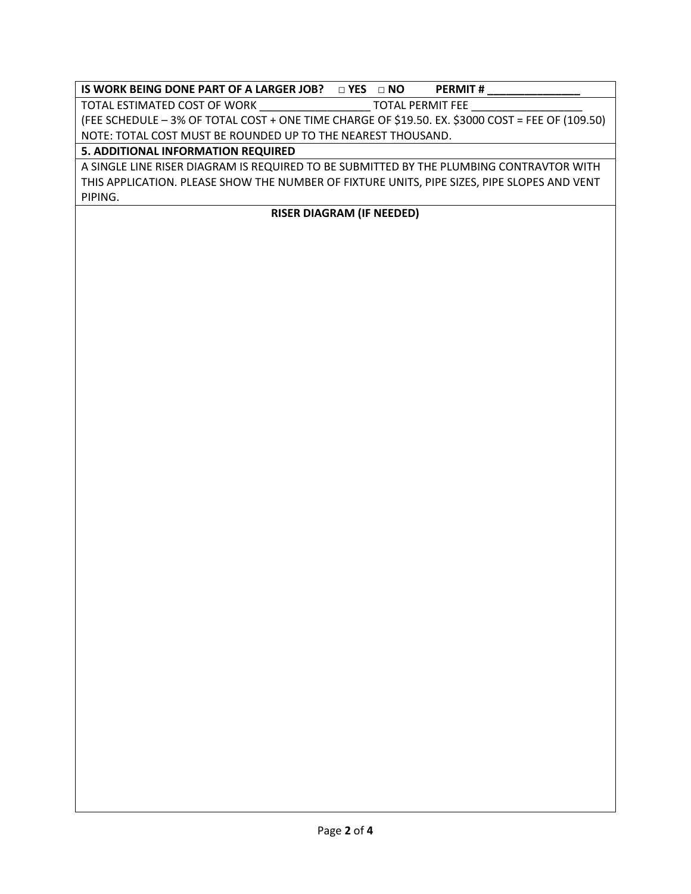**IS WORK BEING DONE PART OF A LARGER JOB?** □ **YES** □ **NO** **PERMIT # _______________**

TOTAL ESTIMATED COST OF WORK __________________ TOTAL PERMIT FEE __________________

(FEE SCHEDULE – 3% OF TOTAL COST + ONE TIME CHARGE OF $19.50. EX. $3000 COST = FEE OF (109.50)

NOTE: TOTAL COST MUST BE ROUNDED UP TO THE NEAREST THOUSAND.

**5. ADDITIONAL INFORMATION REQUIRED**

A SINGLE LINE RISER DIAGRAM IS REQUIRED TO BE SUBMITTED BY THE PLUMBING CONTRAVTOR WITH THIS APPLICATION. PLEASE SHOW THE NUMBER OF FIXTURE UNITS, PIPE SIZES, PIPE SLOPES AND VENT PIPING.

**RISER DIAGRAM (IF NEEDED)**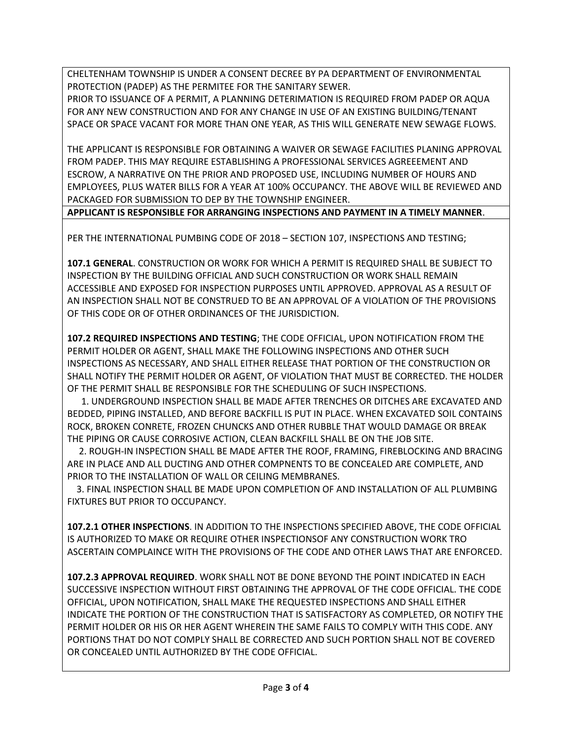CHELTENHAM TOWNSHIP IS UNDER A CONSENT DECREE BY PA DEPARTMENT OF ENVIRONMENTAL PROTECTION (PADEP) AS THE PERMITEE FOR THE SANITARY SEWER.
PRIOR TO ISSUANCE OF A PERMIT, A PLANNING DETERIMATION IS REQUIRED FROM PADEP OR AQUA FOR ANY NEW CONSTRUCTION AND FOR ANY CHANGE IN USE OF AN EXISTING BUILDING/TENANT SPACE OR SPACE VACANT FOR MORE THAN ONE YEAR, AS THIS WILL GENERATE NEW SEWAGE FLOWS.

THE APPLICANT IS RESPONSIBLE FOR OBTAINING A WAIVER OR SEWAGE FACILITIES PLANING APPROVAL FROM PADEP. THIS MAY REQUIRE ESTABLISHING A PROFESSIONAL SERVICES AGREEEMENT AND ESCROW, A NARRATIVE ON THE PRIOR AND PROPOSED USE, INCLUDING NUMBER OF HOURS AND EMPLOYEES, PLUS WATER BILLS FOR A YEAR AT 100% OCCUPANCY. THE ABOVE WILL BE REVIEWED AND PACKAGED FOR SUBMISSION TO DEP BY THE TOWNSHIP ENGINEER.

**APPLICANT IS RESPONSIBLE FOR ARRANGING INSPECTIONS AND PAYMENT IN A TIMELY MANNER**.

PER THE INTERNATIONAL PUMBING CODE OF 2018 – SECTION 107, INSPECTIONS AND TESTING;

**107.1 GENERAL**. CONSTRUCTION OR WORK FOR WHICH A PERMIT IS REQUIRED SHALL BE SUBJECT TO INSPECTION BY THE BUILDING OFFICIAL AND SUCH CONSTRUCTION OR WORK SHALL REMAIN ACCESSIBLE AND EXPOSED FOR INSPECTION PURPOSES UNTIL APPROVED. APPROVAL AS A RESULT OF AN INSPECTION SHALL NOT BE CONSTRUED TO BE AN APPROVAL OF A VIOLATION OF THE PROVISIONS OF THIS CODE OR OF OTHER ORDINANCES OF THE JURISDICTION.

**107.2 REQUIRED INSPECTIONS AND TESTING**; THE CODE OFFICIAL, UPON NOTIFICATION FROM THE PERMIT HOLDER OR AGENT, SHALL MAKE THE FOLLOWING INSPECTIONS AND OTHER SUCH INSPECTIONS AS NECESSARY, AND SHALL EITHER RELEASE THAT PORTION OF THE CONSTRUCTION OR SHALL NOTIFY THE PERMIT HOLDER OR AGENT, OF VIOLATION THAT MUST BE CORRECTED. THE HOLDER OF THE PERMIT SHALL BE RESPONSIBLE FOR THE SCHEDULING OF SUCH INSPECTIONS.

1. UNDERGROUND INSPECTION SHALL BE MADE AFTER TRENCHES OR DITCHES ARE EXCAVATED AND BEDDED, PIPING INSTALLED, AND BEFORE BACKFILL IS PUT IN PLACE. WHEN EXCAVATED SOIL CONTAINS ROCK, BROKEN CONRETE, FROZEN CHUNCKS AND OTHER RUBBLE THAT WOULD DAMAGE OR BREAK THE PIPING OR CAUSE CORROSIVE ACTION, CLEAN BACKFILL SHALL BE ON THE JOB SITE.
2. ROUGH-IN INSPECTION SHALL BE MADE AFTER THE ROOF, FRAMING, FIREBLOCKING AND BRACING ARE IN PLACE AND ALL DUCTING AND OTHER COMPNENTS TO BE CONCEALED ARE COMPLETE, AND PRIOR TO THE INSTALLATION OF WALL OR CEILING MEMBRANES.
3. FINAL INSPECTION SHALL BE MADE UPON COMPLETION OF AND INSTALLATION OF ALL PLUMBING FIXTURES BUT PRIOR TO OCCUPANCY.

**107.2.1 OTHER INSPECTIONS**. IN ADDITION TO THE INSPECTIONS SPECIFIED ABOVE, THE CODE OFFICIAL IS AUTHORIZED TO MAKE OR REQUIRE OTHER INSPECTIONSOF ANY CONSTRUCTION WORK TRO ASCERTAIN COMPLAINCE WITH THE PROVISIONS OF THE CODE AND OTHER LAWS THAT ARE ENFORCED.

**107.2.3 APPROVAL REQUIRED**. WORK SHALL NOT BE DONE BEYOND THE POINT INDICATED IN EACH SUCCESSIVE INSPECTION WITHOUT FIRST OBTAINING THE APPROVAL OF THE CODE OFFICIAL. THE CODE OFFICIAL, UPON NOTIFICATION, SHALL MAKE THE REQUESTED INSPECTIONS AND SHALL EITHER INDICATE THE PORTION OF THE CONSTRUCTION THAT IS SATISFACTORY AS COMPLETED, OR NOTIFY THE PERMIT HOLDER OR HIS OR HER AGENT WHEREIN THE SAME FAILS TO COMPLY WITH THIS CODE. ANY PORTIONS THAT DO NOT COMPLY SHALL BE CORRECTED AND SUCH PORTION SHALL NOT BE COVERED OR CONCEALED UNTIL AUTHORIZED BY THE CODE OFFICIAL.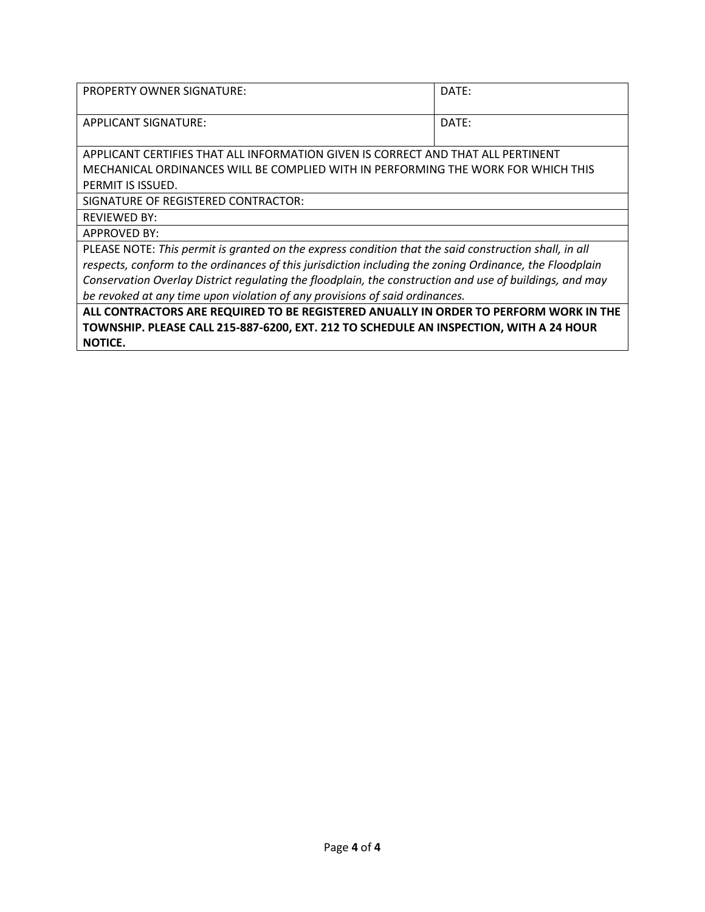| | |
|---|---|
| PROPERTY OWNER SIGNATURE: | DATE: |
| APPLICANT SIGNATURE: | DATE: |
| APPLICANT CERTIFIES THAT ALL INFORMATION GIVEN IS CORRECT AND THAT ALL PERTINENT MECHANICAL ORDINANCES WILL BE COMPLIED WITH IN PERFORMING THE WORK FOR WHICH THIS PERMIT IS ISSUED. | |
| SIGNATURE OF REGISTERED CONTRACTOR: | |
| REVIEWED BY: | |
| APPROVED BY: | |
| PLEASE NOTE: *This permit is granted on the express condition that the said construction shall, in all respects, conform to the ordinances of this jurisdiction including the zoning Ordinance, the Floodplain Conservation Overlay District regulating the floodplain, the construction and use of buildings, and may be revoked at any time upon violation of any provisions of said ordinances.* | |
| **ALL CONTRACTORS ARE REQUIRED TO BE REGISTERED ANUALLY IN ORDER TO PERFORM WORK IN THE TOWNSHIP. PLEASE CALL 215-887-6200, EXT. 212 TO SCHEDULE AN INSPECTION, WITH A 24 HOUR NOTICE.** | |